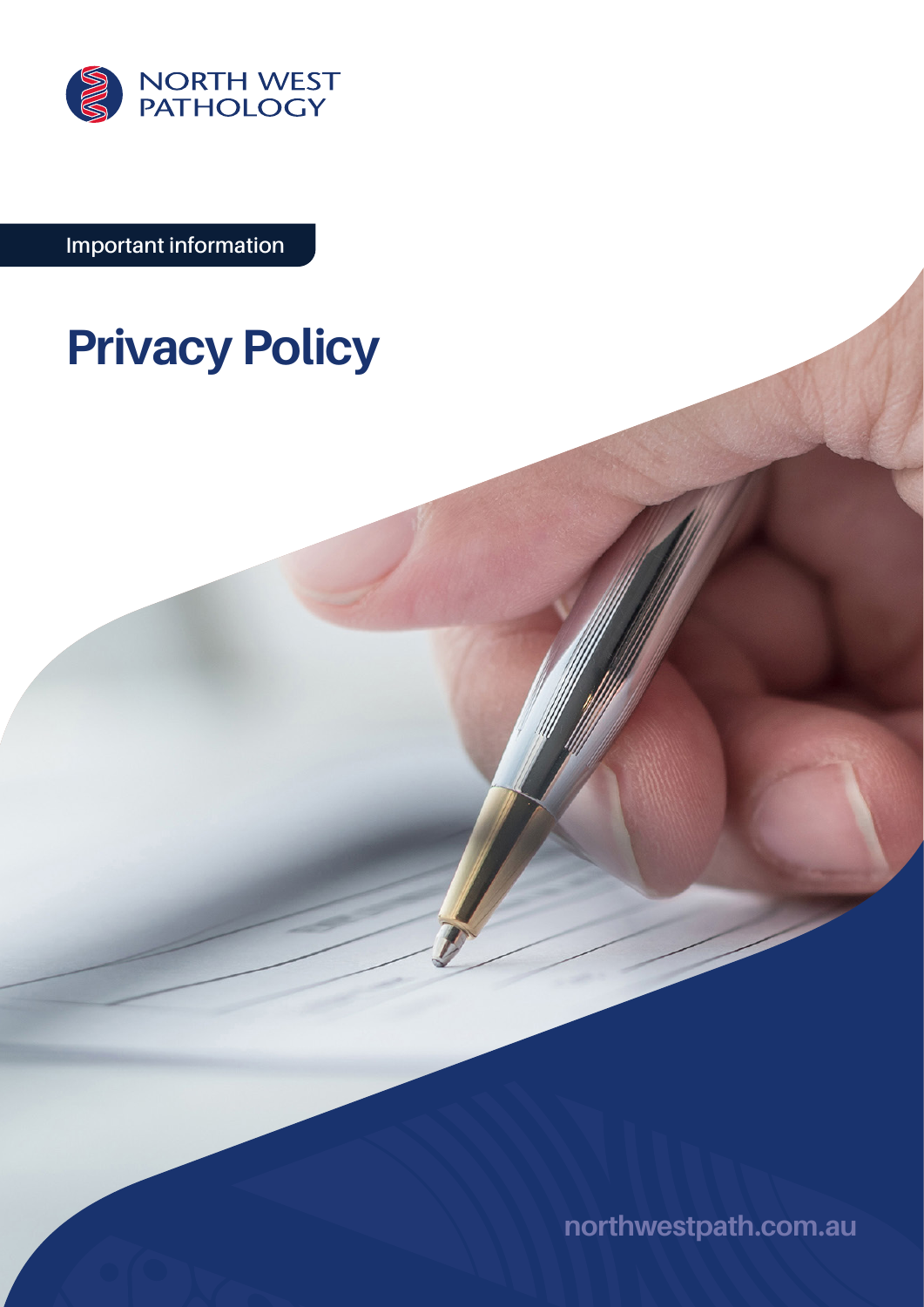NORTH WEST PATHOLOGY

Important information

# Privacy Policy

northwestpath.com.au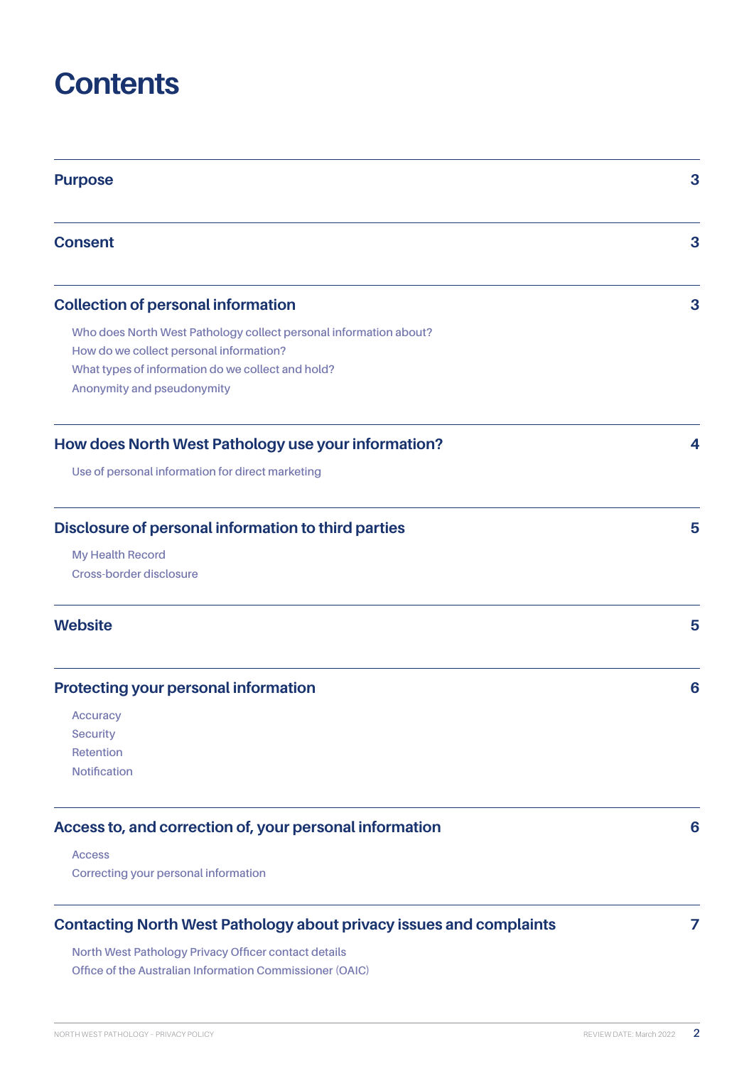# Contents

| | |
|---|---|
| **Purpose** | **3** |
| **Consent** | **3** |
| **Collection of personal information** | **3** |
| Who does North West Pathology collect personal information about? | |
| How do we collect personal information? | |
| What types of information do we collect and hold? | |
| Anonymity and pseudonymity | |
| **How does North West Pathology use your information?** | **4** |
| Use of personal information for direct marketing | |
| **Disclosure of personal information to third parties** | **5** |
| My Health Record | |
| Cross-border disclosure | |
| **Website** | **5** |
| **Protecting your personal information** | **6** |
| Accuracy | |
| Security | |
| Retention | |
| Notification | |
| **Access to, and correction of, your personal information** | **6** |
| Access | |
| Correcting your personal information | |
| **Contacting North West Pathology about privacy issues and complaints** | **7** |
| North West Pathology Privacy Officer contact details | |
| Office of the Australian Information Commissioner (OAIC) | |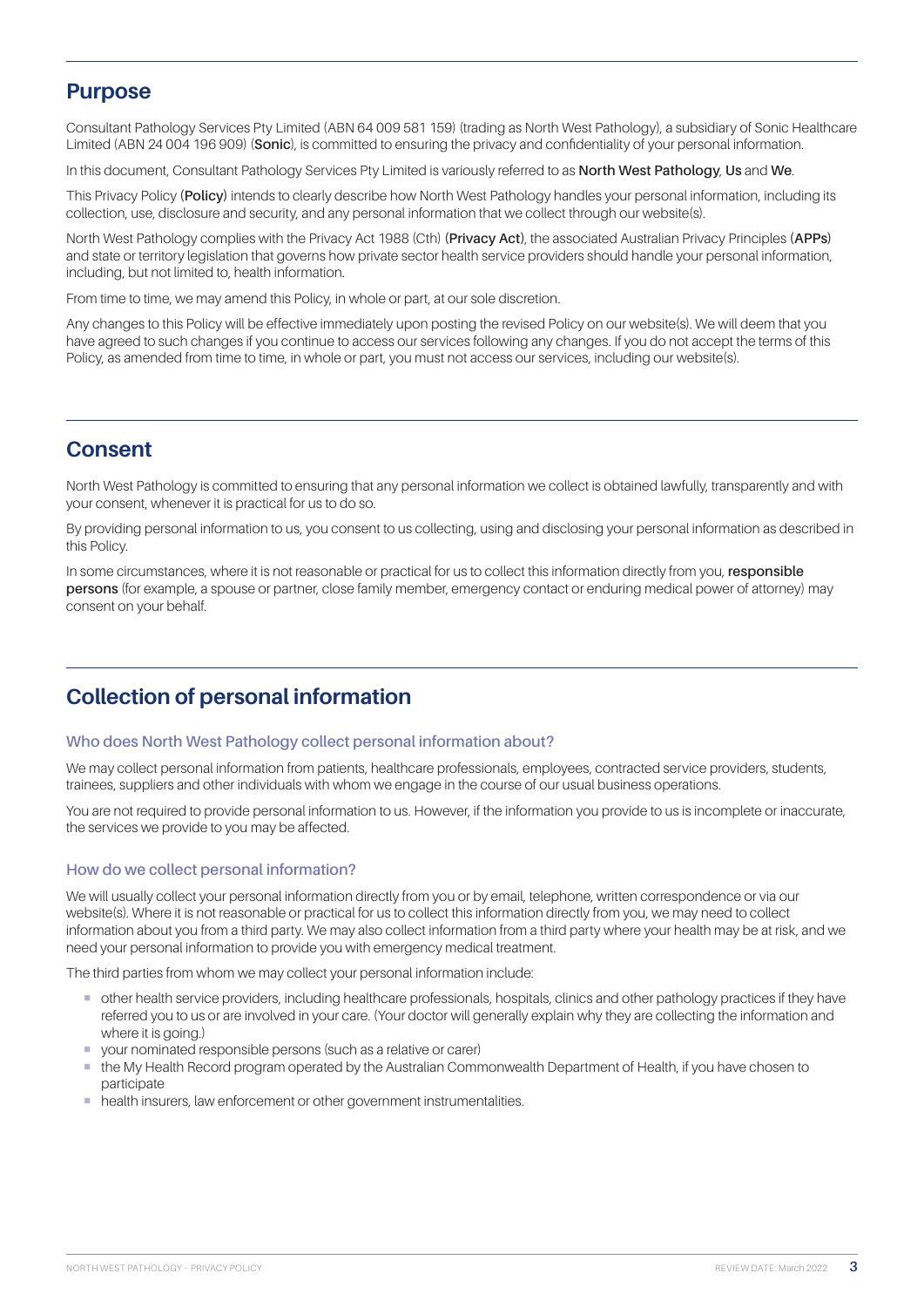## Purpose

Consultant Pathology Services Pty Limited (ABN 64 009 581 159) (trading as North West Pathology), a subsidiary of Sonic Healthcare Limited (ABN 24 004 196 909) (**Sonic**), is committed to ensuring the privacy and confidentiality of your personal information.

In this document, Consultant Pathology Services Pty Limited is variously referred to as **North West Pathology**, **Us** and **We**.

This Privacy Policy (**Policy**) intends to clearly describe how North West Pathology handles your personal information, including its collection, use, disclosure and security, and any personal information that we collect through our website(s).

North West Pathology complies with the Privacy Act 1988 (Cth) (**Privacy Act**), the associated Australian Privacy Principles (**APPs**) and state or territory legislation that governs how private sector health service providers should handle your personal information, including, but not limited to, health information.

From time to time, we may amend this Policy, in whole or part, at our sole discretion.

Any changes to this Policy will be effective immediately upon posting the revised Policy on our website(s). We will deem that you have agreed to such changes if you continue to access our services following any changes. If you do not accept the terms of this Policy, as amended from time to time, in whole or part, you must not access our services, including our website(s).

## Consent

North West Pathology is committed to ensuring that any personal information we collect is obtained lawfully, transparently and with your consent, whenever it is practical for us to do so.

By providing personal information to us, you consent to us collecting, using and disclosing your personal information as described in this Policy.

In some circumstances, where it is not reasonable or practical for us to collect this information directly from you, **responsible persons** (for example, a spouse or partner, close family member, emergency contact or enduring medical power of attorney) may consent on your behalf.

## Collection of personal information

### Who does North West Pathology collect personal information about?

We may collect personal information from patients, healthcare professionals, employees, contracted service providers, students, trainees, suppliers and other individuals with whom we engage in the course of our usual business operations.

You are not required to provide personal information to us. However, if the information you provide to us is incomplete or inaccurate, the services we provide to you may be affected.

### How do we collect personal information?

We will usually collect your personal information directly from you or by email, telephone, written correspondence or via our website(s). Where it is not reasonable or practical for us to collect this information directly from you, we may need to collect information about you from a third party. We may also collect information from a third party where your health may be at risk, and we need your personal information to provide you with emergency medical treatment.

The third parties from whom we may collect your personal information include:

- other health service providers, including healthcare professionals, hospitals, clinics and other pathology practices if they have referred you to us or are involved in your care. (Your doctor will generally explain why they are collecting the information and where it is going.)
- your nominated responsible persons (such as a relative or carer)
- the My Health Record program operated by the Australian Commonwealth Department of Health, if you have chosen to participate
- health insurers, law enforcement or other government instrumentalities.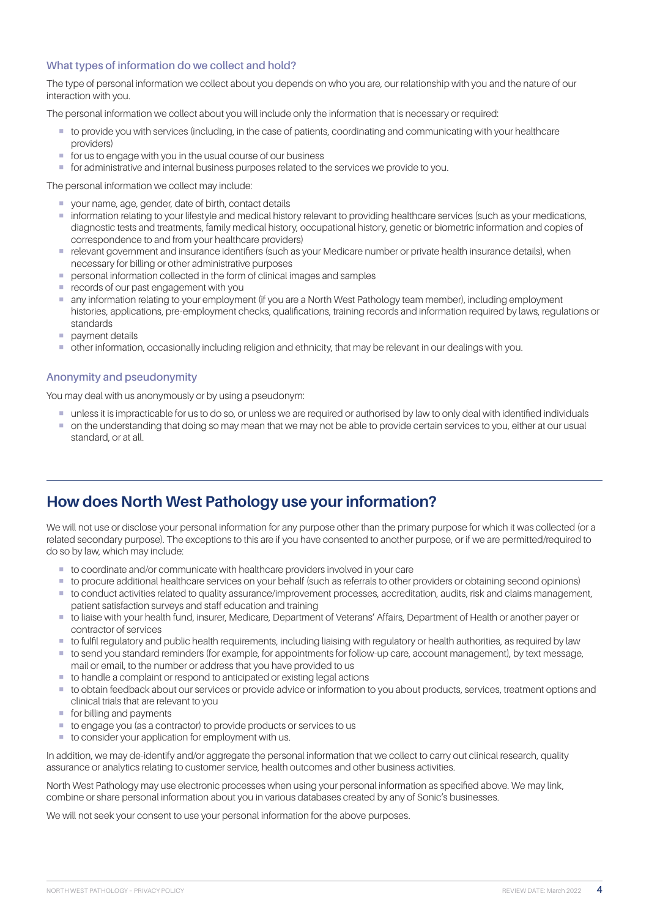### What types of information do we collect and hold?

The type of personal information we collect about you depends on who you are, our relationship with you and the nature of our interaction with you.

The personal information we collect about you will include only the information that is necessary or required:

- to provide you with services (including, in the case of patients, coordinating and communicating with your healthcare providers)
- for us to engage with you in the usual course of our business
- for administrative and internal business purposes related to the services we provide to you.

The personal information we collect may include:

- your name, age, gender, date of birth, contact details
- information relating to your lifestyle and medical history relevant to providing healthcare services (such as your medications, diagnostic tests and treatments, family medical history, occupational history, genetic or biometric information and copies of correspondence to and from your healthcare providers)
- relevant government and insurance identifiers (such as your Medicare number or private health insurance details), when necessary for billing or other administrative purposes
- personal information collected in the form of clinical images and samples
- records of our past engagement with you
- any information relating to your employment (if you are a North West Pathology team member), including employment histories, applications, pre-employment checks, qualifications, training records and information required by laws, regulations or standards
- payment details
- other information, occasionally including religion and ethnicity, that may be relevant in our dealings with you.

### Anonymity and pseudonymity

You may deal with us anonymously or by using a pseudonym:

- unless it is impracticable for us to do so, or unless we are required or authorised by law to only deal with identified individuals
- on the understanding that doing so may mean that we may not be able to provide certain services to you, either at our usual standard, or at all.

## How does North West Pathology use your information?

We will not use or disclose your personal information for any purpose other than the primary purpose for which it was collected (or a related secondary purpose). The exceptions to this are if you have consented to another purpose, or if we are permitted/required to do so by law, which may include:

- to coordinate and/or communicate with healthcare providers involved in your care
- to procure additional healthcare services on your behalf (such as referrals to other providers or obtaining second opinions)
- to conduct activities related to quality assurance/improvement processes, accreditation, audits, risk and claims management, patient satisfaction surveys and staff education and training
- to liaise with your health fund, insurer, Medicare, Department of Veterans' Affairs, Department of Health or another payer or contractor of services
- to fulfil regulatory and public health requirements, including liaising with regulatory or health authorities, as required by law
- to send you standard reminders (for example, for appointments for follow-up care, account management), by text message, mail or email, to the number or address that you have provided to us
- to handle a complaint or respond to anticipated or existing legal actions
- to obtain feedback about our services or provide advice or information to you about products, services, treatment options and clinical trials that are relevant to you
- for billing and payments
- to engage you (as a contractor) to provide products or services to us
- to consider your application for employment with us.

In addition, we may de-identify and/or aggregate the personal information that we collect to carry out clinical research, quality assurance or analytics relating to customer service, health outcomes and other business activities.

North West Pathology may use electronic processes when using your personal information as specified above. We may link, combine or share personal information about you in various databases created by any of Sonic's businesses.

We will not seek your consent to use your personal information for the above purposes.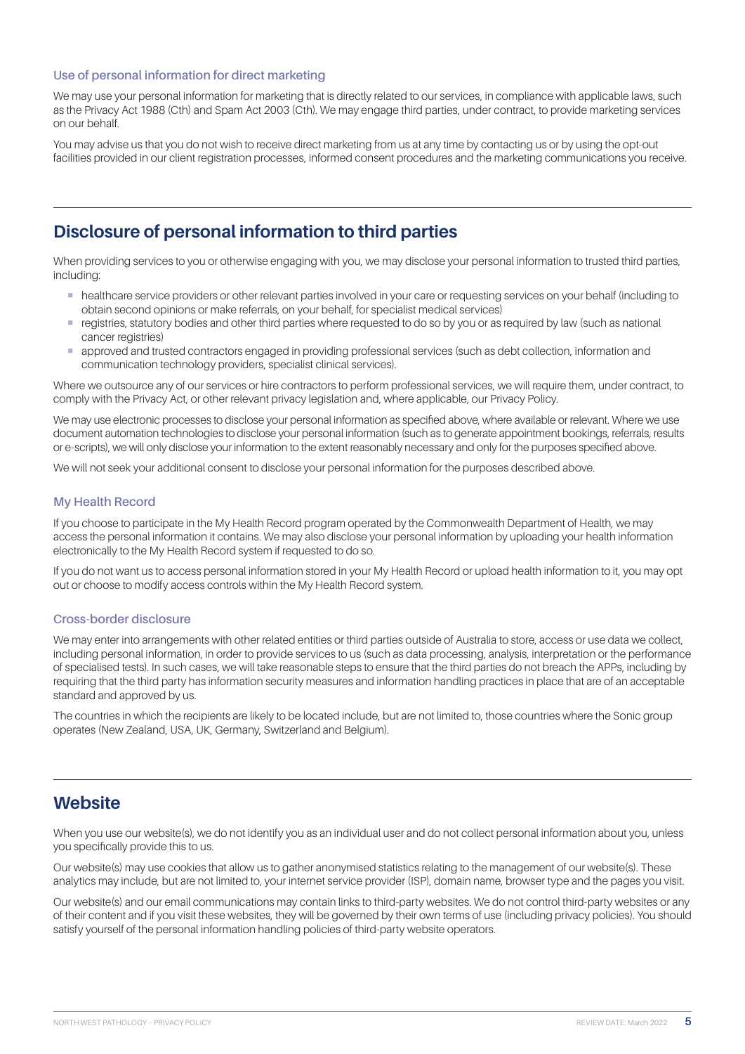### Use of personal information for direct marketing

We may use your personal information for marketing that is directly related to our services, in compliance with applicable laws, such as the Privacy Act 1988 (Cth) and Spam Act 2003 (Cth). We may engage third parties, under contract, to provide marketing services on our behalf.

You may advise us that you do not wish to receive direct marketing from us at any time by contacting us or by using the opt-out facilities provided in our client registration processes, informed consent procedures and the marketing communications you receive.

## Disclosure of personal information to third parties

When providing services to you or otherwise engaging with you, we may disclose your personal information to trusted third parties, including:

- healthcare service providers or other relevant parties involved in your care or requesting services on your behalf (including to obtain second opinions or make referrals, on your behalf, for specialist medical services)
- registries, statutory bodies and other third parties where requested to do so by you or as required by law (such as national cancer registries)
- approved and trusted contractors engaged in providing professional services (such as debt collection, information and communication technology providers, specialist clinical services).

Where we outsource any of our services or hire contractors to perform professional services, we will require them, under contract, to comply with the Privacy Act, or other relevant privacy legislation and, where applicable, our Privacy Policy.

We may use electronic processes to disclose your personal information as specified above, where available or relevant. Where we use document automation technologies to disclose your personal information (such as to generate appointment bookings, referrals, results or e-scripts), we will only disclose your information to the extent reasonably necessary and only for the purposes specified above.

We will not seek your additional consent to disclose your personal information for the purposes described above.

### My Health Record

If you choose to participate in the My Health Record program operated by the Commonwealth Department of Health, we may access the personal information it contains. We may also disclose your personal information by uploading your health information electronically to the My Health Record system if requested to do so.

If you do not want us to access personal information stored in your My Health Record or upload health information to it, you may opt out or choose to modify access controls within the My Health Record system.

### Cross-border disclosure

We may enter into arrangements with other related entities or third parties outside of Australia to store, access or use data we collect, including personal information, in order to provide services to us (such as data processing, analysis, interpretation or the performance of specialised tests). In such cases, we will take reasonable steps to ensure that the third parties do not breach the APPs, including by requiring that the third party has information security measures and information handling practices in place that are of an acceptable standard and approved by us.

The countries in which the recipients are likely to be located include, but are not limited to, those countries where the Sonic group operates (New Zealand, USA, UK, Germany, Switzerland and Belgium).

## Website

When you use our website(s), we do not identify you as an individual user and do not collect personal information about you, unless you specifically provide this to us.

Our website(s) may use cookies that allow us to gather anonymised statistics relating to the management of our website(s). These analytics may include, but are not limited to, your internet service provider (ISP), domain name, browser type and the pages you visit.

Our website(s) and our email communications may contain links to third-party websites. We do not control third-party websites or any of their content and if you visit these websites, they will be governed by their own terms of use (including privacy policies). You should satisfy yourself of the personal information handling policies of third-party website operators.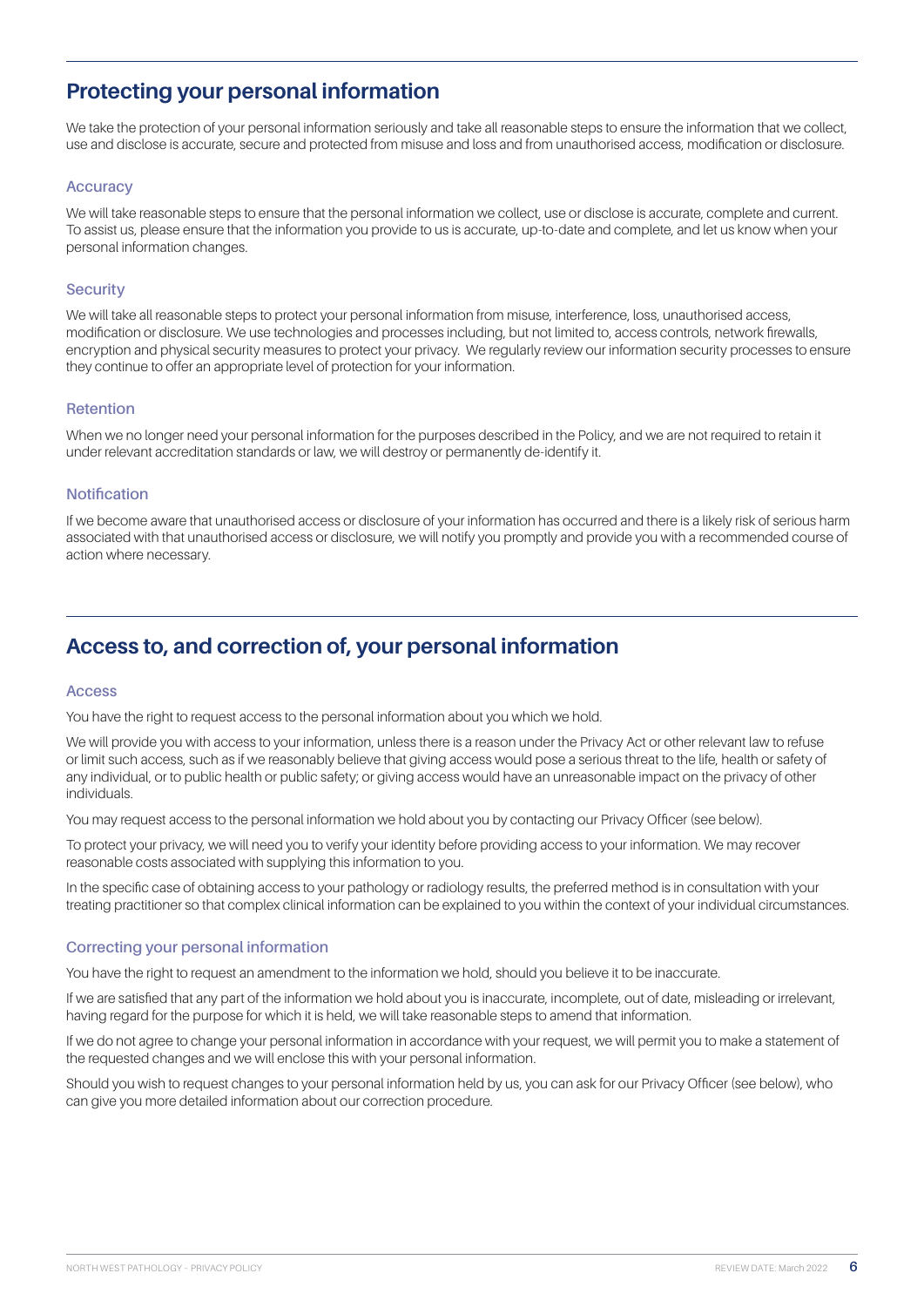## Protecting your personal information

We take the protection of your personal information seriously and take all reasonable steps to ensure the information that we collect, use and disclose is accurate, secure and protected from misuse and loss and from unauthorised access, modification or disclosure.

### Accuracy

We will take reasonable steps to ensure that the personal information we collect, use or disclose is accurate, complete and current. To assist us, please ensure that the information you provide to us is accurate, up-to-date and complete, and let us know when your personal information changes.

### Security

We will take all reasonable steps to protect your personal information from misuse, interference, loss, unauthorised access, modification or disclosure. We use technologies and processes including, but not limited to, access controls, network firewalls, encryption and physical security measures to protect your privacy. We regularly review our information security processes to ensure they continue to offer an appropriate level of protection for your information.

### Retention

When we no longer need your personal information for the purposes described in the Policy, and we are not required to retain it under relevant accreditation standards or law, we will destroy or permanently de-identify it.

### Notification

If we become aware that unauthorised access or disclosure of your information has occurred and there is a likely risk of serious harm associated with that unauthorised access or disclosure, we will notify you promptly and provide you with a recommended course of action where necessary.

## Access to, and correction of, your personal information

### Access

You have the right to request access to the personal information about you which we hold.

We will provide you with access to your information, unless there is a reason under the Privacy Act or other relevant law to refuse or limit such access, such as if we reasonably believe that giving access would pose a serious threat to the life, health or safety of any individual, or to public health or public safety; or giving access would have an unreasonable impact on the privacy of other individuals.

You may request access to the personal information we hold about you by contacting our Privacy Officer (see below).

To protect your privacy, we will need you to verify your identity before providing access to your information. We may recover reasonable costs associated with supplying this information to you.

In the specific case of obtaining access to your pathology or radiology results, the preferred method is in consultation with your treating practitioner so that complex clinical information can be explained to you within the context of your individual circumstances.

### Correcting your personal information

You have the right to request an amendment to the information we hold, should you believe it to be inaccurate.

If we are satisfied that any part of the information we hold about you is inaccurate, incomplete, out of date, misleading or irrelevant, having regard for the purpose for which it is held, we will take reasonable steps to amend that information.

If we do not agree to change your personal information in accordance with your request, we will permit you to make a statement of the requested changes and we will enclose this with your personal information.

Should you wish to request changes to your personal information held by us, you can ask for our Privacy Officer (see below), who can give you more detailed information about our correction procedure.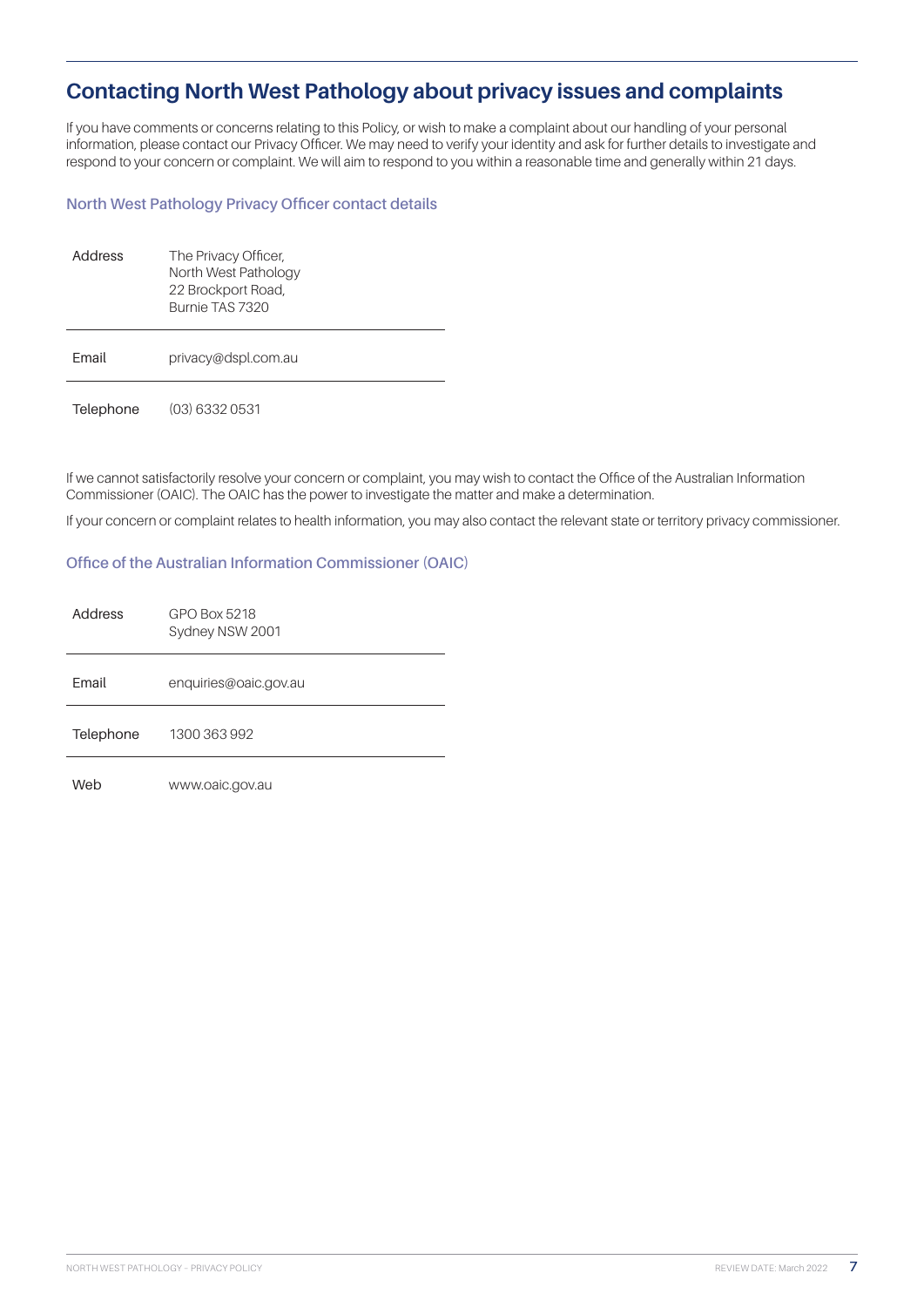## Contacting North West Pathology about privacy issues and complaints

If you have comments or concerns relating to this Policy, or wish to make a complaint about our handling of your personal information, please contact our Privacy Officer. We may need to verify your identity and ask for further details to investigate and respond to your concern or complaint. We will aim to respond to you within a reasonable time and generally within 21 days.

### North West Pathology Privacy Officer contact details

| | |
|---|---|
| Address | The Privacy Officer,<br>North West Pathology<br>22 Brockport Road,<br>Burnie TAS 7320 |
| Email | privacy@dspl.com.au |
| Telephone | (03) 6332 0531 |

If we cannot satisfactorily resolve your concern or complaint, you may wish to contact the Office of the Australian Information Commissioner (OAIC). The OAIC has the power to investigate the matter and make a determination.

If your concern or complaint relates to health information, you may also contact the relevant state or territory privacy commissioner.

### Office of the Australian Information Commissioner (OAIC)

| | |
|---|---|
| Address | GPO Box 5218<br>Sydney NSW 2001 |
| Email | enquiries@oaic.gov.au |
| Telephone | 1300 363 992 |
| Web | www.oaic.gov.au |